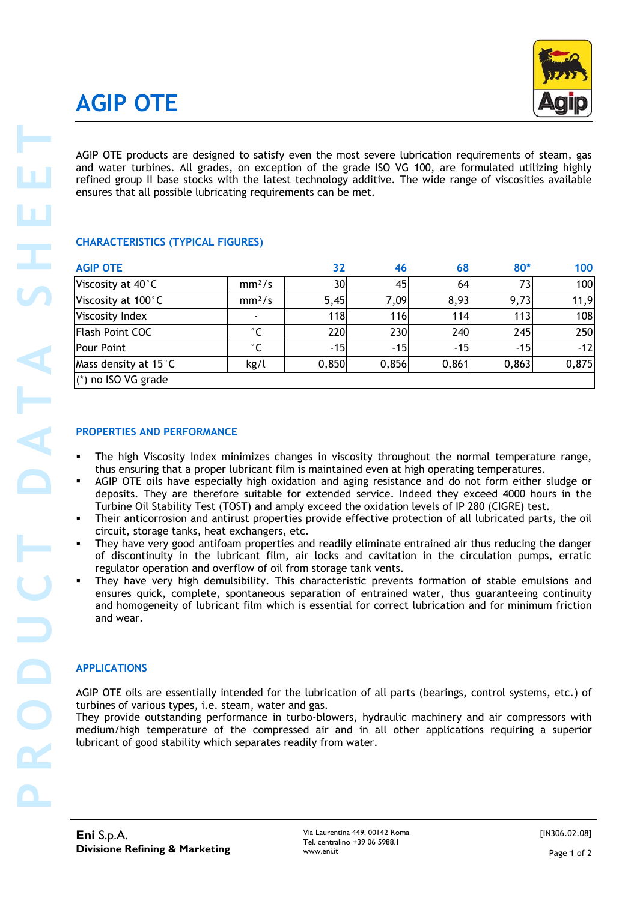# AGIP OTE

AGIP OTE products are designed to satisfy even the most severe lubrication requirements of steam, gas and water turbines. All grades, on exception of the grade ISO VG 100, are formulated utilizing highly refined group II base stocks with the latest technology additive. The wide range of viscosities available ensures that all possible lubricating requirements can be met.

## CHARACTERISTICS (TYPICAL FIGURES)

| AGIP OTE | | 32 | 46 | 68 | 80* | 100 |
|---|---|---|---|---|---|---|
| Viscosity at 40°C | mm²/s | 30 | 45 | 64 | 73 | 100 |
| Viscosity at 100°C | mm²/s | 5,45 | 7,09 | 8,93 | 9,73 | 11,9 |
| Viscosity Index | - | 118 | 116 | 114 | 113 | 108 |
| Flash Point COC | °C | 220 | 230 | 240 | 245 | 250 |
| Pour Point | °C | -15 | -15 | -15 | -15 | -12 |
| Mass density at 15°C | kg/l | 0,850 | 0,856 | 0,861 | 0,863 | 0,875 |
| (*) no ISO VG grade | | | | | | |

## PROPERTIES AND PERFORMANCE

- The high Viscosity Index minimizes changes in viscosity throughout the normal temperature range, thus ensuring that a proper lubricant film is maintained even at high operating temperatures.
- AGIP OTE oils have especially high oxidation and aging resistance and do not form either sludge or deposits. They are therefore suitable for extended service. Indeed they exceed 4000 hours in the Turbine Oil Stability Test (TOST) and amply exceed the oxidation levels of IP 280 (CIGRE) test.
- Their anticorrosion and antirust properties provide effective protection of all lubricated parts, the oil circuit, storage tanks, heat exchangers, etc.
- They have very good antifoam properties and readily eliminate entrained air thus reducing the danger of discontinuity in the lubricant film, air locks and cavitation in the circulation pumps, erratic regulator operation and overflow of oil from storage tank vents.
- They have very high demulsibility. This characteristic prevents formation of stable emulsions and ensures quick, complete, spontaneous separation of entrained water, thus guaranteeing continuity and homogeneity of lubricant film which is essential for correct lubrication and for minimum friction and wear.

## APPLICATIONS

AGIP OTE oils are essentially intended for the lubrication of all parts (bearings, control systems, etc.) of turbines of various types, i.e. steam, water and gas.
They provide outstanding performance in turbo-blowers, hydraulic machinery and air compressors with medium/high temperature of the compressed air and in all other applications requiring a superior lubricant of good stability which separates readily from water.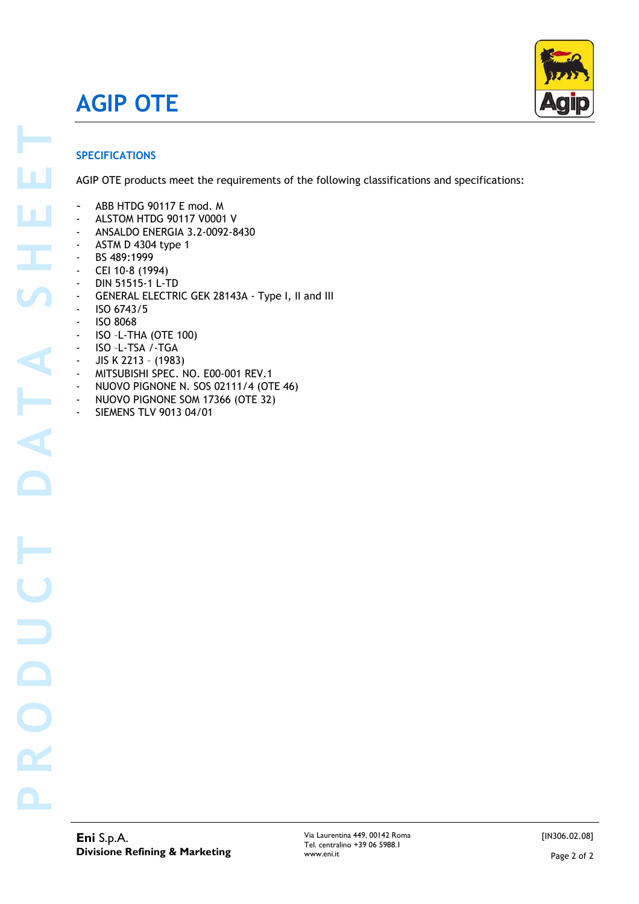# AGIP OTE

## SPECIFICATIONS

AGIP OTE products meet the requirements of the following classifications and specifications:

- ABB HTDG 90117 E mod. M
- ALSTOM HTDG 90117 V0001 V
- ANSALDO ENERGIA 3.2-0092-8430
- ASTM D 4304 type 1
- BS 489:1999
- CEI 10-8 (1994)
- DIN 51515-1 L-TD
- GENERAL ELECTRIC GEK 28143A - Type I, II and III
- ISO 6743/5
- ISO 8068
- ISO –L-THA (OTE 100)
- ISO –L-TSA /-TGA
- JIS K 2213 – (1983)
- MITSUBISHI SPEC. NO. E00-001 REV.1
- NUOVO PIGNONE N. SOS 02111/4 (OTE 46)
- NUOVO PIGNONE SOM 17366 (OTE 32)
- SIEMENS TLV 9013 04/01

**Eni** S.p.A.
**Divisione Refining & Marketing**

Via Laurentina 449, 00142 Roma
Tel. centralino +39 06 5988.1
www.eni.it

[IN306.02.08]